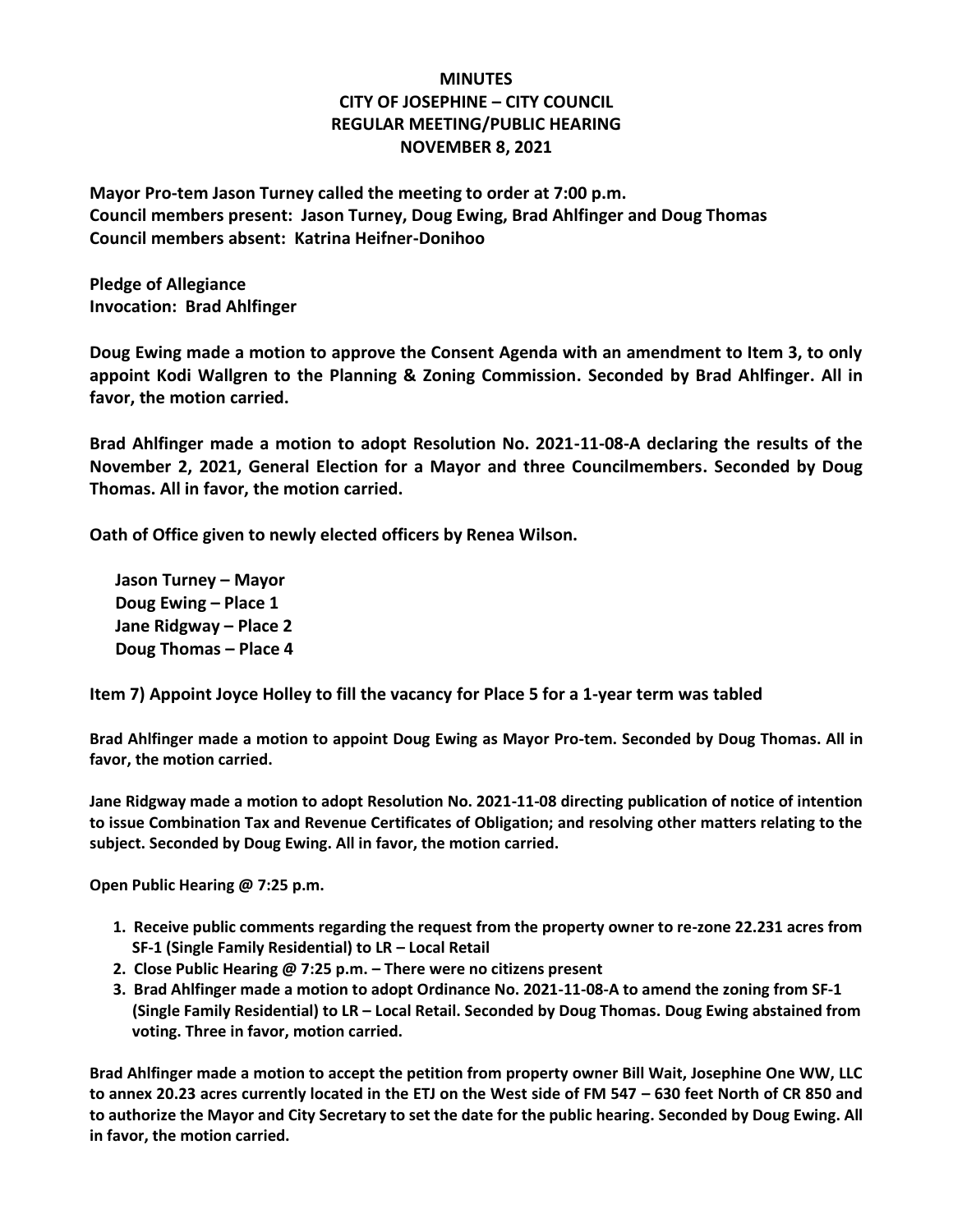# MINUTES
## CITY OF JOSEPHINE – CITY COUNCIL
## REGULAR MEETING/PUBLIC HEARING
## NOVEMBER 8, 2021

**Mayor Pro-tem Jason Turney called the meeting to order at 7:00 p.m.**
**Council members present: Jason Turney, Doug Ewing, Brad Ahlfinger and Doug Thomas**
**Council members absent: Katrina Heifner-Donihoo**

**Pledge of Allegiance**
**Invocation: Brad Ahlfinger**

**Doug Ewing made a motion to approve the Consent Agenda with an amendment to Item 3, to only appoint Kodi Wallgren to the Planning & Zoning Commission. Seconded by Brad Ahlfinger. All in favor, the motion carried.**

**Brad Ahlfinger made a motion to adopt Resolution No. 2021-11-08-A declaring the results of the November 2, 2021, General Election for a Mayor and three Councilmembers. Seconded by Doug Thomas. All in favor, the motion carried.**

**Oath of Office given to newly elected officers by Renea Wilson.**

**Jason Turney – Mayor**
**Doug Ewing – Place 1**
**Jane Ridgway – Place 2**
**Doug Thomas – Place 4**

**Item 7) Appoint Joyce Holley to fill the vacancy for Place 5 for a 1-year term was tabled**

**Brad Ahlfinger made a motion to appoint Doug Ewing as Mayor Pro-tem. Seconded by Doug Thomas. All in favor, the motion carried.**

**Jane Ridgway made a motion to adopt Resolution No. 2021-11-08 directing publication of notice of intention to issue Combination Tax and Revenue Certificates of Obligation; and resolving other matters relating to the subject. Seconded by Doug Ewing. All in favor, the motion carried.**

**Open Public Hearing @ 7:25 p.m.**

1. **Receive public comments regarding the request from the property owner to re-zone 22.231 acres from SF-1 (Single Family Residential) to LR – Local Retail**
2. **Close Public Hearing @ 7:25 p.m. – There were no citizens present**
3. **Brad Ahlfinger made a motion to adopt Ordinance No. 2021-11-08-A to amend the zoning from SF-1 (Single Family Residential) to LR – Local Retail. Seconded by Doug Thomas. Doug Ewing abstained from voting. Three in favor, motion carried.**

**Brad Ahlfinger made a motion to accept the petition from property owner Bill Wait, Josephine One WW, LLC to annex 20.23 acres currently located in the ETJ on the West side of FM 547 – 630 feet North of CR 850 and to authorize the Mayor and City Secretary to set the date for the public hearing. Seconded by Doug Ewing. All in favor, the motion carried.**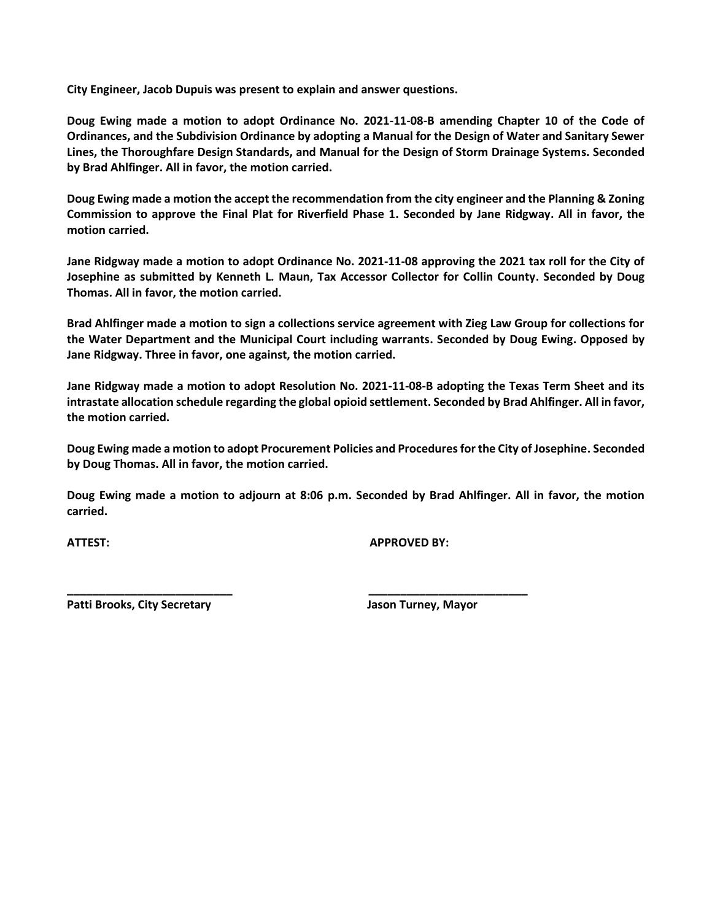**City Engineer, Jacob Dupuis was present to explain and answer questions.**

**Doug Ewing made a motion to adopt Ordinance No. 2021-11-08-B amending Chapter 10 of the Code of Ordinances, and the Subdivision Ordinance by adopting a Manual for the Design of Water and Sanitary Sewer Lines, the Thoroughfare Design Standards, and Manual for the Design of Storm Drainage Systems. Seconded by Brad Ahlfinger. All in favor, the motion carried.**

**Doug Ewing made a motion the accept the recommendation from the city engineer and the Planning & Zoning Commission to approve the Final Plat for Riverfield Phase 1. Seconded by Jane Ridgway. All in favor, the motion carried.**

**Jane Ridgway made a motion to adopt Ordinance No. 2021-11-08 approving the 2021 tax roll for the City of Josephine as submitted by Kenneth L. Maun, Tax Accessor Collector for Collin County. Seconded by Doug Thomas. All in favor, the motion carried.**

**Brad Ahlfinger made a motion to sign a collections service agreement with Zieg Law Group for collections for the Water Department and the Municipal Court including warrants. Seconded by Doug Ewing. Opposed by Jane Ridgway. Three in favor, one against, the motion carried.**

**Jane Ridgway made a motion to adopt Resolution No. 2021-11-08-B adopting the Texas Term Sheet and its intrastate allocation schedule regarding the global opioid settlement. Seconded by Brad Ahlfinger. All in favor, the motion carried.**

**Doug Ewing made a motion to adopt Procurement Policies and Procedures for the City of Josephine. Seconded by Doug Thomas. All in favor, the motion carried.**

**Doug Ewing made a motion to adjourn at 8:06 p.m. Seconded by Brad Ahlfinger. All in favor, the motion carried.**

**ATTEST:** **APPROVED BY:**

**___________________________** **__________________________**

**Patti Brooks, City Secretary** **Jason Turney, Mayor**